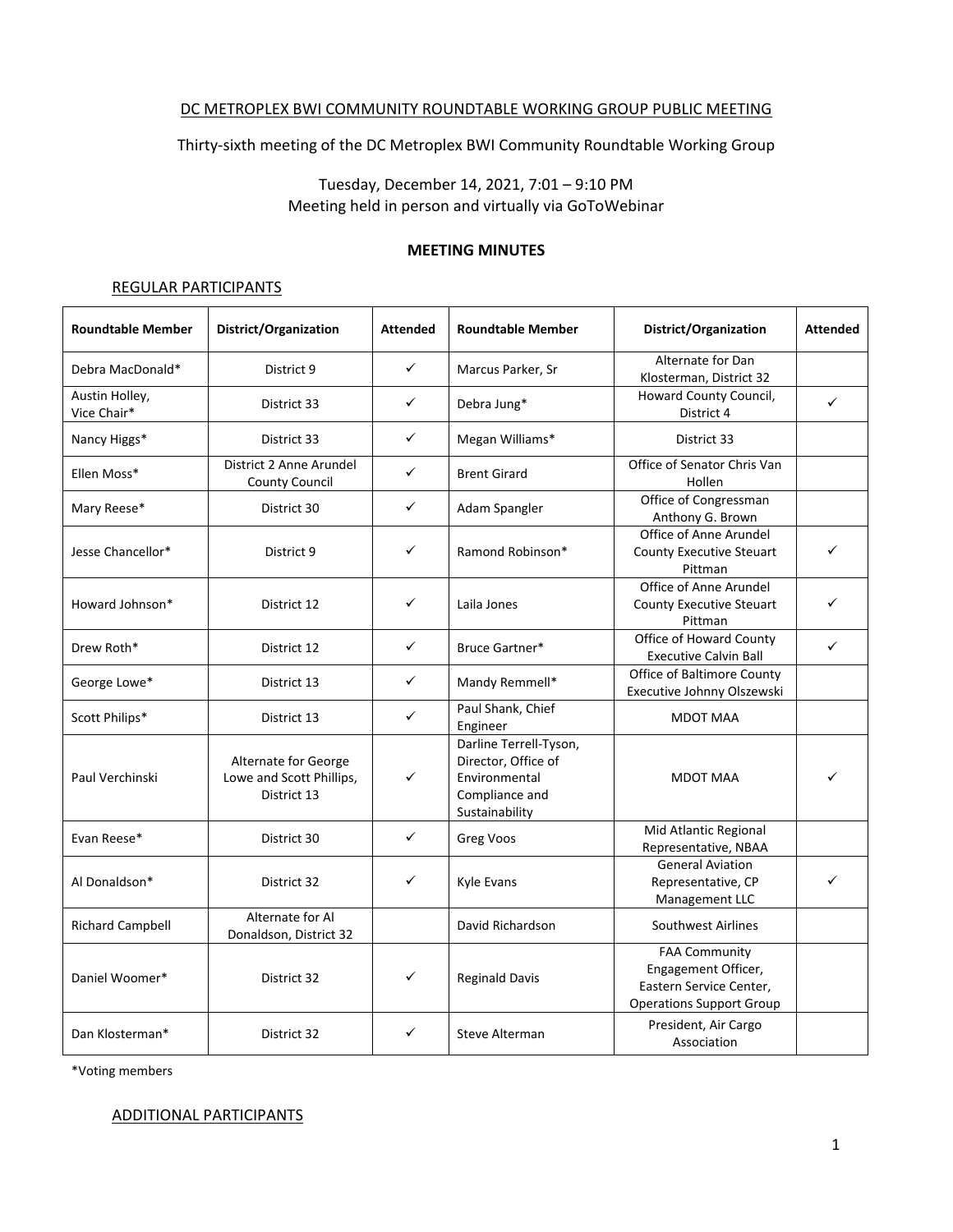DC METROPLEX BWI COMMUNITY ROUNDTABLE WORKING GROUP PUBLIC MEETING

Thirty-sixth meeting of the DC Metroplex BWI Community Roundtable Working Group

Tuesday, December 14, 2021, 7:01 – 9:10 PM
Meeting held in person and virtually via GoToWebinar

**MEETING MINUTES**

## REGULAR PARTICIPANTS

| Roundtable Member | District/Organization | Attended | Roundtable Member | District/Organization | Attended |
|---|---|---|---|---|---|
| Debra MacDonald* | District 9 | ✓ | Marcus Parker, Sr | Alternate for Dan Klosterman, District 32 | |
| Austin Holley, Vice Chair* | District 33 | ✓ | Debra Jung* | Howard County Council, District 4 | ✓ |
| Nancy Higgs* | District 33 | ✓ | Megan Williams* | District 33 | |
| Ellen Moss* | District 2 Anne Arundel County Council | ✓ | Brent Girard | Office of Senator Chris Van Hollen | |
| Mary Reese* | District 30 | ✓ | Adam Spangler | Office of Congressman Anthony G. Brown | |
| Jesse Chancellor* | District 9 | ✓ | Ramond Robinson* | Office of Anne Arundel County Executive Steuart Pittman | ✓ |
| Howard Johnson* | District 12 | ✓ | Laila Jones | Office of Anne Arundel County Executive Steuart Pittman | ✓ |
| Drew Roth* | District 12 | ✓ | Bruce Gartner* | Office of Howard County Executive Calvin Ball | ✓ |
| George Lowe* | District 13 | ✓ | Mandy Remmell* | Office of Baltimore County Executive Johnny Olszewski | |
| Scott Philips* | District 13 | ✓ | Paul Shank, Chief Engineer | MDOT MAA | |
| Paul Verchinski | Alternate for George Lowe and Scott Phillips, District 13 | ✓ | Darline Terrell-Tyson, Director, Office of Environmental Compliance and Sustainability | MDOT MAA | ✓ |
| Evan Reese* | District 30 | ✓ | Greg Voos | Mid Atlantic Regional Representative, NBAA | |
| Al Donaldson* | District 32 | ✓ | Kyle Evans | General Aviation Representative, CP Management LLC | ✓ |
| Richard Campbell | Alternate for Al Donaldson, District 32 | | David Richardson | Southwest Airlines | |
| Daniel Woomer* | District 32 | ✓ | Reginald Davis | FAA Community Engagement Officer, Eastern Service Center, Operations Support Group | |
| Dan Klosterman* | District 32 | ✓ | Steve Alterman | President, Air Cargo Association | |

*Voting members

## ADDITIONAL PARTICIPANTS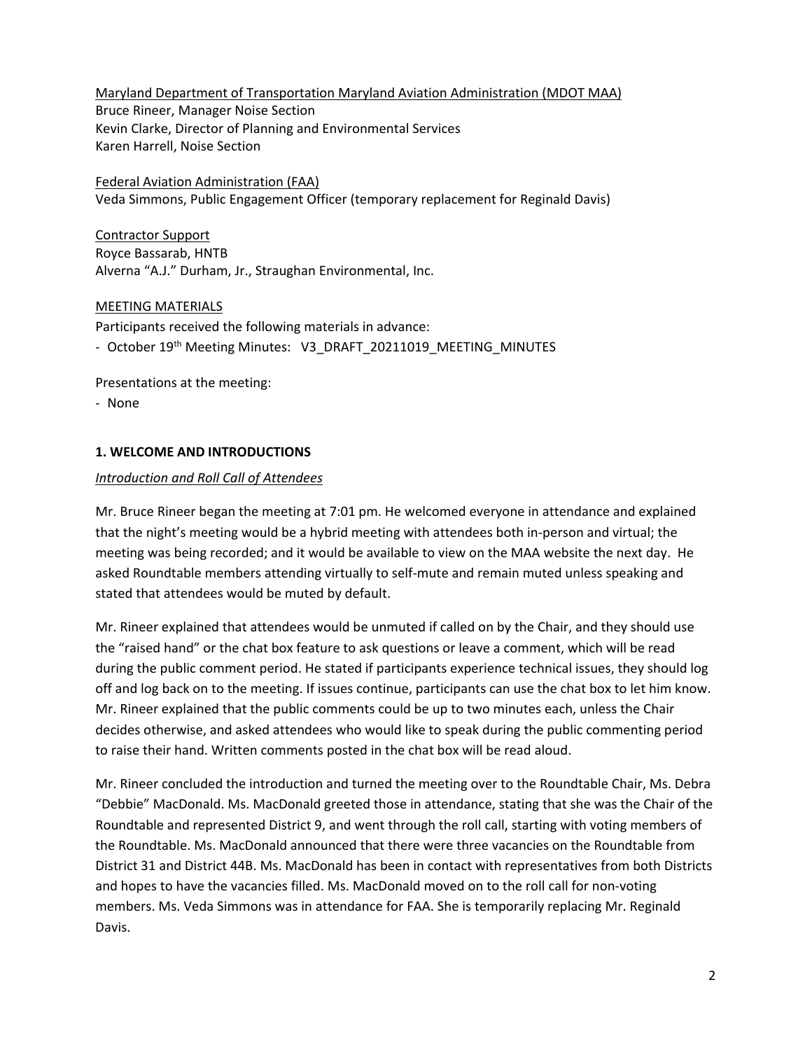Maryland Department of Transportation Maryland Aviation Administration (MDOT MAA)
Bruce Rineer, Manager Noise Section
Kevin Clarke, Director of Planning and Environmental Services
Karen Harrell, Noise Section

Federal Aviation Administration (FAA)
Veda Simmons, Public Engagement Officer (temporary replacement for Reginald Davis)

Contractor Support
Royce Bassarab, HNTB
Alverna "A.J." Durham, Jr., Straughan Environmental, Inc.

MEETING MATERIALS

Participants received the following materials in advance:

- October 19th Meeting Minutes: V3_DRAFT_20211019_MEETING_MINUTES

Presentations at the meeting:

- None

## 1. WELCOME AND INTRODUCTIONS

*Introduction and Roll Call of Attendees*

Mr. Bruce Rineer began the meeting at 7:01 pm. He welcomed everyone in attendance and explained that the night's meeting would be a hybrid meeting with attendees both in-person and virtual; the meeting was being recorded; and it would be available to view on the MAA website the next day. He asked Roundtable members attending virtually to self-mute and remain muted unless speaking and stated that attendees would be muted by default.

Mr. Rineer explained that attendees would be unmuted if called on by the Chair, and they should use the "raised hand" or the chat box feature to ask questions or leave a comment, which will be read during the public comment period. He stated if participants experience technical issues, they should log off and log back on to the meeting. If issues continue, participants can use the chat box to let him know. Mr. Rineer explained that the public comments could be up to two minutes each, unless the Chair decides otherwise, and asked attendees who would like to speak during the public commenting period to raise their hand. Written comments posted in the chat box will be read aloud.

Mr. Rineer concluded the introduction and turned the meeting over to the Roundtable Chair, Ms. Debra "Debbie" MacDonald. Ms. MacDonald greeted those in attendance, stating that she was the Chair of the Roundtable and represented District 9, and went through the roll call, starting with voting members of the Roundtable. Ms. MacDonald announced that there were three vacancies on the Roundtable from District 31 and District 44B. Ms. MacDonald has been in contact with representatives from both Districts and hopes to have the vacancies filled. Ms. MacDonald moved on to the roll call for non-voting members. Ms. Veda Simmons was in attendance for FAA. She is temporarily replacing Mr. Reginald Davis.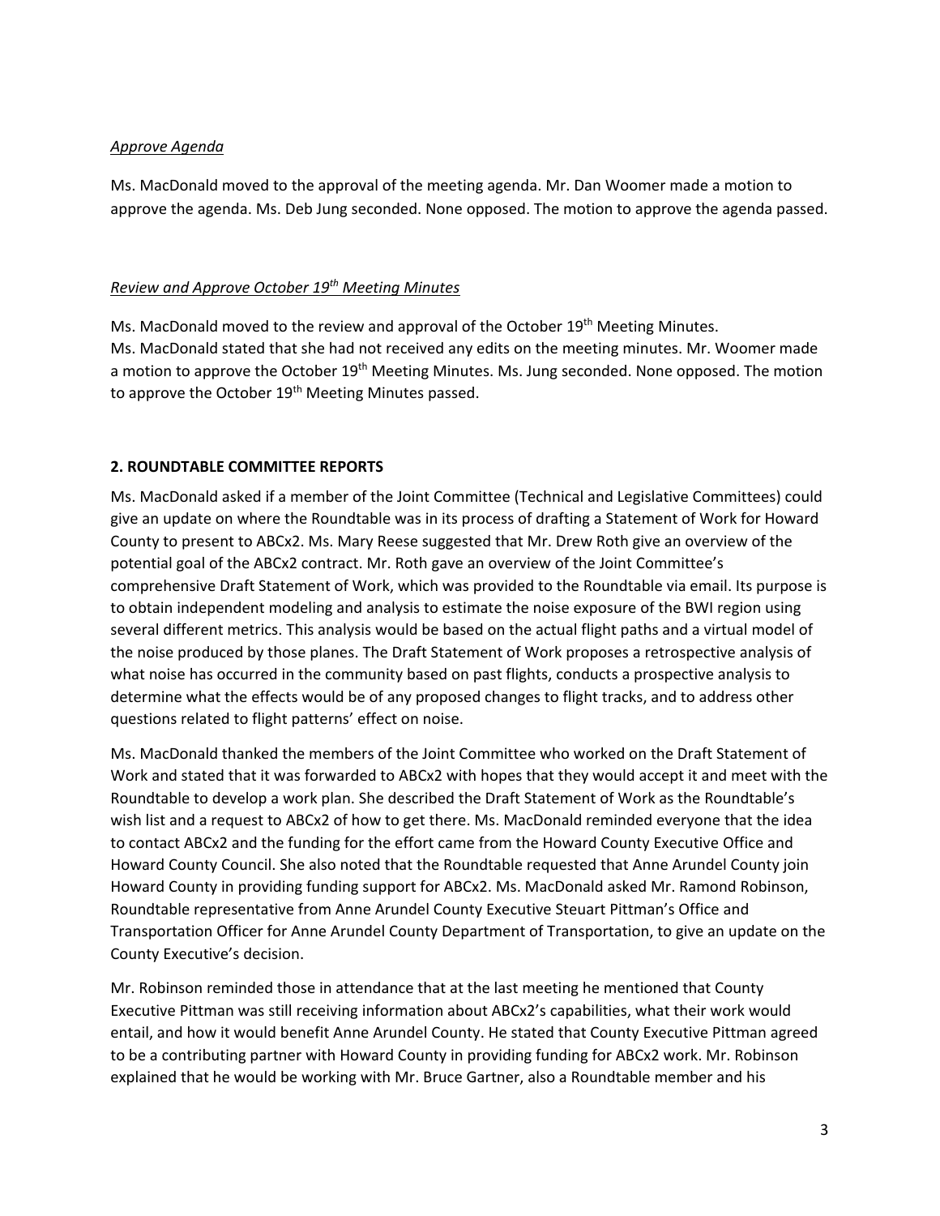*Approve Agenda*

Ms. MacDonald moved to the approval of the meeting agenda. Mr. Dan Woomer made a motion to approve the agenda. Ms. Deb Jung seconded. None opposed. The motion to approve the agenda passed.

*Review and Approve October 19th Meeting Minutes*

Ms. MacDonald moved to the review and approval of the October 19th Meeting Minutes.
Ms. MacDonald stated that she had not received any edits on the meeting minutes. Mr. Woomer made a motion to approve the October 19th Meeting Minutes. Ms. Jung seconded. None opposed. The motion to approve the October 19th Meeting Minutes passed.

**2. ROUNDTABLE COMMITTEE REPORTS**

Ms. MacDonald asked if a member of the Joint Committee (Technical and Legislative Committees) could give an update on where the Roundtable was in its process of drafting a Statement of Work for Howard County to present to ABCx2. Ms. Mary Reese suggested that Mr. Drew Roth give an overview of the potential goal of the ABCx2 contract. Mr. Roth gave an overview of the Joint Committee's comprehensive Draft Statement of Work, which was provided to the Roundtable via email. Its purpose is to obtain independent modeling and analysis to estimate the noise exposure of the BWI region using several different metrics. This analysis would be based on the actual flight paths and a virtual model of the noise produced by those planes. The Draft Statement of Work proposes a retrospective analysis of what noise has occurred in the community based on past flights, conducts a prospective analysis to determine what the effects would be of any proposed changes to flight tracks, and to address other questions related to flight patterns' effect on noise.

Ms. MacDonald thanked the members of the Joint Committee who worked on the Draft Statement of Work and stated that it was forwarded to ABCx2 with hopes that they would accept it and meet with the Roundtable to develop a work plan. She described the Draft Statement of Work as the Roundtable's wish list and a request to ABCx2 of how to get there. Ms. MacDonald reminded everyone that the idea to contact ABCx2 and the funding for the effort came from the Howard County Executive Office and Howard County Council. She also noted that the Roundtable requested that Anne Arundel County join Howard County in providing funding support for ABCx2. Ms. MacDonald asked Mr. Ramond Robinson, Roundtable representative from Anne Arundel County Executive Steuart Pittman's Office and Transportation Officer for Anne Arundel County Department of Transportation, to give an update on the County Executive's decision.

Mr. Robinson reminded those in attendance that at the last meeting he mentioned that County Executive Pittman was still receiving information about ABCx2's capabilities, what their work would entail, and how it would benefit Anne Arundel County. He stated that County Executive Pittman agreed to be a contributing partner with Howard County in providing funding for ABCx2 work. Mr. Robinson explained that he would be working with Mr. Bruce Gartner, also a Roundtable member and his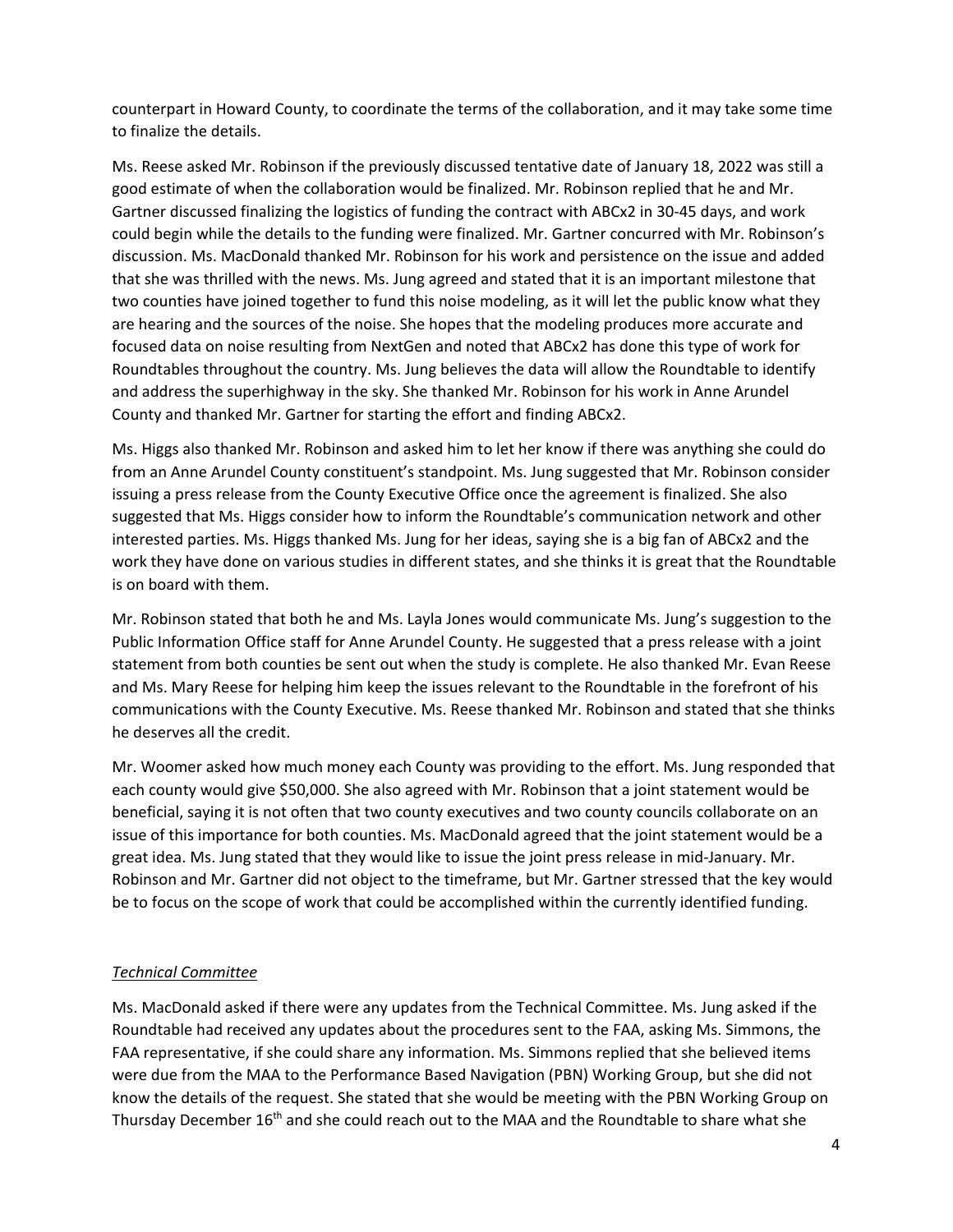counterpart in Howard County, to coordinate the terms of the collaboration, and it may take some time to finalize the details.

Ms. Reese asked Mr. Robinson if the previously discussed tentative date of January 18, 2022 was still a good estimate of when the collaboration would be finalized. Mr. Robinson replied that he and Mr. Gartner discussed finalizing the logistics of funding the contract with ABCx2 in 30-45 days, and work could begin while the details to the funding were finalized. Mr. Gartner concurred with Mr. Robinson's discussion. Ms. MacDonald thanked Mr. Robinson for his work and persistence on the issue and added that she was thrilled with the news. Ms. Jung agreed and stated that it is an important milestone that two counties have joined together to fund this noise modeling, as it will let the public know what they are hearing and the sources of the noise. She hopes that the modeling produces more accurate and focused data on noise resulting from NextGen and noted that ABCx2 has done this type of work for Roundtables throughout the country. Ms. Jung believes the data will allow the Roundtable to identify and address the superhighway in the sky. She thanked Mr. Robinson for his work in Anne Arundel County and thanked Mr. Gartner for starting the effort and finding ABCx2.

Ms. Higgs also thanked Mr. Robinson and asked him to let her know if there was anything she could do from an Anne Arundel County constituent's standpoint. Ms. Jung suggested that Mr. Robinson consider issuing a press release from the County Executive Office once the agreement is finalized. She also suggested that Ms. Higgs consider how to inform the Roundtable's communication network and other interested parties. Ms. Higgs thanked Ms. Jung for her ideas, saying she is a big fan of ABCx2 and the work they have done on various studies in different states, and she thinks it is great that the Roundtable is on board with them.

Mr. Robinson stated that both he and Ms. Layla Jones would communicate Ms. Jung's suggestion to the Public Information Office staff for Anne Arundel County. He suggested that a press release with a joint statement from both counties be sent out when the study is complete. He also thanked Mr. Evan Reese and Ms. Mary Reese for helping him keep the issues relevant to the Roundtable in the forefront of his communications with the County Executive. Ms. Reese thanked Mr. Robinson and stated that she thinks he deserves all the credit.

Mr. Woomer asked how much money each County was providing to the effort. Ms. Jung responded that each county would give $50,000. She also agreed with Mr. Robinson that a joint statement would be beneficial, saying it is not often that two county executives and two county councils collaborate on an issue of this importance for both counties. Ms. MacDonald agreed that the joint statement would be a great idea. Ms. Jung stated that they would like to issue the joint press release in mid-January. Mr. Robinson and Mr. Gartner did not object to the timeframe, but Mr. Gartner stressed that the key would be to focus on the scope of work that could be accomplished within the currently identified funding.

*Technical Committee*

Ms. MacDonald asked if there were any updates from the Technical Committee. Ms. Jung asked if the Roundtable had received any updates about the procedures sent to the FAA, asking Ms. Simmons, the FAA representative, if she could share any information. Ms. Simmons replied that she believed items were due from the MAA to the Performance Based Navigation (PBN) Working Group, but she did not know the details of the request. She stated that she would be meeting with the PBN Working Group on Thursday December 16th and she could reach out to the MAA and the Roundtable to share what she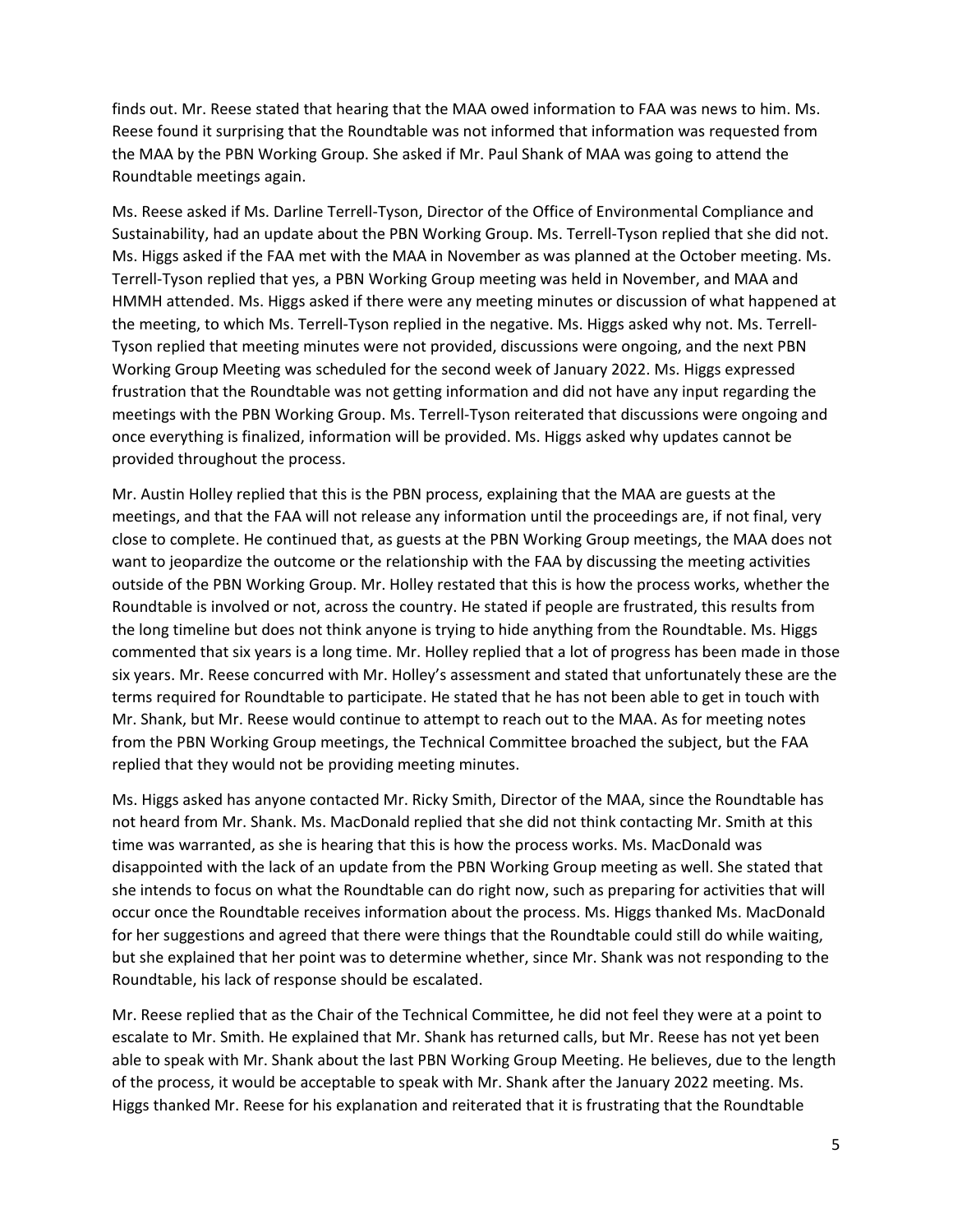finds out. Mr. Reese stated that hearing that the MAA owed information to FAA was news to him. Ms. Reese found it surprising that the Roundtable was not informed that information was requested from the MAA by the PBN Working Group. She asked if Mr. Paul Shank of MAA was going to attend the Roundtable meetings again.

Ms. Reese asked if Ms. Darline Terrell-Tyson, Director of the Office of Environmental Compliance and Sustainability, had an update about the PBN Working Group. Ms. Terrell-Tyson replied that she did not. Ms. Higgs asked if the FAA met with the MAA in November as was planned at the October meeting. Ms. Terrell-Tyson replied that yes, a PBN Working Group meeting was held in November, and MAA and HMMH attended. Ms. Higgs asked if there were any meeting minutes or discussion of what happened at the meeting, to which Ms. Terrell-Tyson replied in the negative. Ms. Higgs asked why not. Ms. Terrell-Tyson replied that meeting minutes were not provided, discussions were ongoing, and the next PBN Working Group Meeting was scheduled for the second week of January 2022. Ms. Higgs expressed frustration that the Roundtable was not getting information and did not have any input regarding the meetings with the PBN Working Group. Ms. Terrell-Tyson reiterated that discussions were ongoing and once everything is finalized, information will be provided. Ms. Higgs asked why updates cannot be provided throughout the process.

Mr. Austin Holley replied that this is the PBN process, explaining that the MAA are guests at the meetings, and that the FAA will not release any information until the proceedings are, if not final, very close to complete. He continued that, as guests at the PBN Working Group meetings, the MAA does not want to jeopardize the outcome or the relationship with the FAA by discussing the meeting activities outside of the PBN Working Group. Mr. Holley restated that this is how the process works, whether the Roundtable is involved or not, across the country. He stated if people are frustrated, this results from the long timeline but does not think anyone is trying to hide anything from the Roundtable. Ms. Higgs commented that six years is a long time. Mr. Holley replied that a lot of progress has been made in those six years. Mr. Reese concurred with Mr. Holley's assessment and stated that unfortunately these are the terms required for Roundtable to participate. He stated that he has not been able to get in touch with Mr. Shank, but Mr. Reese would continue to attempt to reach out to the MAA. As for meeting notes from the PBN Working Group meetings, the Technical Committee broached the subject, but the FAA replied that they would not be providing meeting minutes.

Ms. Higgs asked has anyone contacted Mr. Ricky Smith, Director of the MAA, since the Roundtable has not heard from Mr. Shank. Ms. MacDonald replied that she did not think contacting Mr. Smith at this time was warranted, as she is hearing that this is how the process works. Ms. MacDonald was disappointed with the lack of an update from the PBN Working Group meeting as well. She stated that she intends to focus on what the Roundtable can do right now, such as preparing for activities that will occur once the Roundtable receives information about the process. Ms. Higgs thanked Ms. MacDonald for her suggestions and agreed that there were things that the Roundtable could still do while waiting, but she explained that her point was to determine whether, since Mr. Shank was not responding to the Roundtable, his lack of response should be escalated.

Mr. Reese replied that as the Chair of the Technical Committee, he did not feel they were at a point to escalate to Mr. Smith. He explained that Mr. Shank has returned calls, but Mr. Reese has not yet been able to speak with Mr. Shank about the last PBN Working Group Meeting. He believes, due to the length of the process, it would be acceptable to speak with Mr. Shank after the January 2022 meeting. Ms. Higgs thanked Mr. Reese for his explanation and reiterated that it is frustrating that the Roundtable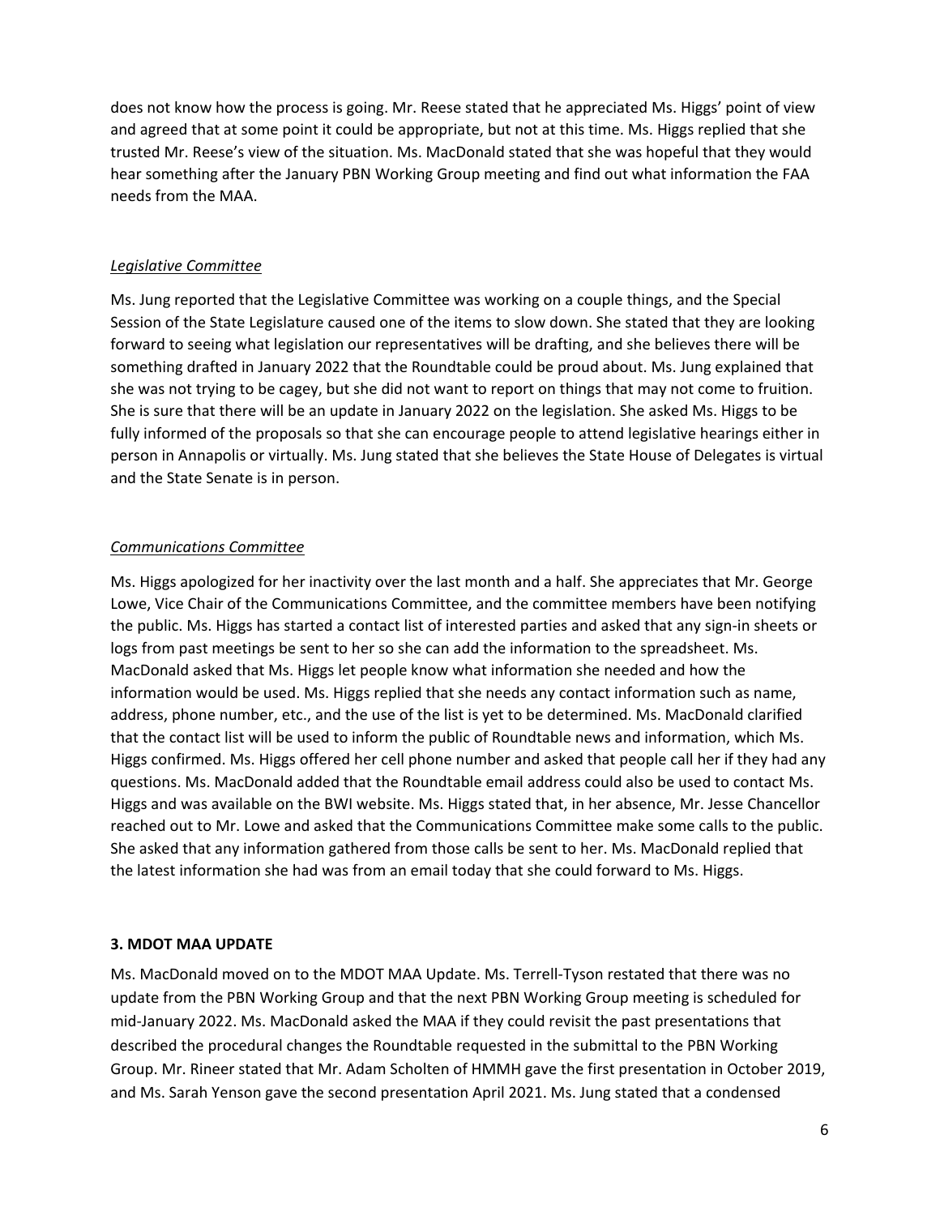does not know how the process is going. Mr. Reese stated that he appreciated Ms. Higgs' point of view and agreed that at some point it could be appropriate, but not at this time. Ms. Higgs replied that she trusted Mr. Reese's view of the situation. Ms. MacDonald stated that she was hopeful that they would hear something after the January PBN Working Group meeting and find out what information the FAA needs from the MAA.

*Legislative Committee*

Ms. Jung reported that the Legislative Committee was working on a couple things, and the Special Session of the State Legislature caused one of the items to slow down. She stated that they are looking forward to seeing what legislation our representatives will be drafting, and she believes there will be something drafted in January 2022 that the Roundtable could be proud about. Ms. Jung explained that she was not trying to be cagey, but she did not want to report on things that may not come to fruition. She is sure that there will be an update in January 2022 on the legislation. She asked Ms. Higgs to be fully informed of the proposals so that she can encourage people to attend legislative hearings either in person in Annapolis or virtually. Ms. Jung stated that she believes the State House of Delegates is virtual and the State Senate is in person.

*Communications Committee*

Ms. Higgs apologized for her inactivity over the last month and a half. She appreciates that Mr. George Lowe, Vice Chair of the Communications Committee, and the committee members have been notifying the public. Ms. Higgs has started a contact list of interested parties and asked that any sign-in sheets or logs from past meetings be sent to her so she can add the information to the spreadsheet. Ms. MacDonald asked that Ms. Higgs let people know what information she needed and how the information would be used. Ms. Higgs replied that she needs any contact information such as name, address, phone number, etc., and the use of the list is yet to be determined. Ms. MacDonald clarified that the contact list will be used to inform the public of Roundtable news and information, which Ms. Higgs confirmed. Ms. Higgs offered her cell phone number and asked that people call her if they had any questions. Ms. MacDonald added that the Roundtable email address could also be used to contact Ms. Higgs and was available on the BWI website. Ms. Higgs stated that, in her absence, Mr. Jesse Chancellor reached out to Mr. Lowe and asked that the Communications Committee make some calls to the public. She asked that any information gathered from those calls be sent to her. Ms. MacDonald replied that the latest information she had was from an email today that she could forward to Ms. Higgs.

**3. MDOT MAA UPDATE**

Ms. MacDonald moved on to the MDOT MAA Update. Ms. Terrell-Tyson restated that there was no update from the PBN Working Group and that the next PBN Working Group meeting is scheduled for mid-January 2022. Ms. MacDonald asked the MAA if they could revisit the past presentations that described the procedural changes the Roundtable requested in the submittal to the PBN Working Group. Mr. Rineer stated that Mr. Adam Scholten of HMMH gave the first presentation in October 2019, and Ms. Sarah Yenson gave the second presentation April 2021. Ms. Jung stated that a condensed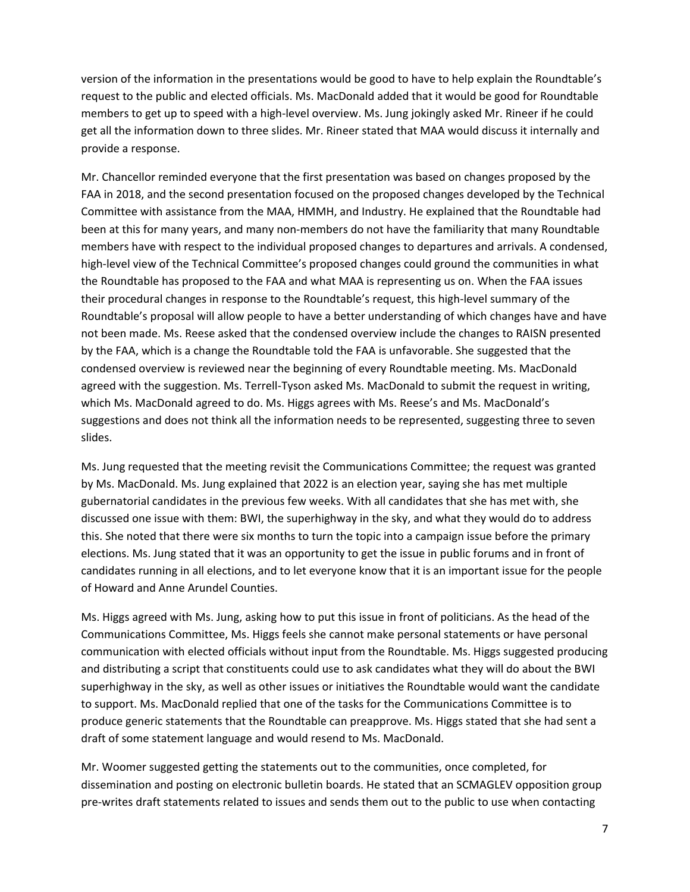version of the information in the presentations would be good to have to help explain the Roundtable's request to the public and elected officials. Ms. MacDonald added that it would be good for Roundtable members to get up to speed with a high-level overview. Ms. Jung jokingly asked Mr. Rineer if he could get all the information down to three slides. Mr. Rineer stated that MAA would discuss it internally and provide a response.

Mr. Chancellor reminded everyone that the first presentation was based on changes proposed by the FAA in 2018, and the second presentation focused on the proposed changes developed by the Technical Committee with assistance from the MAA, HMMH, and Industry. He explained that the Roundtable had been at this for many years, and many non-members do not have the familiarity that many Roundtable members have with respect to the individual proposed changes to departures and arrivals. A condensed, high-level view of the Technical Committee's proposed changes could ground the communities in what the Roundtable has proposed to the FAA and what MAA is representing us on. When the FAA issues their procedural changes in response to the Roundtable's request, this high-level summary of the Roundtable's proposal will allow people to have a better understanding of which changes have and have not been made. Ms. Reese asked that the condensed overview include the changes to RAISN presented by the FAA, which is a change the Roundtable told the FAA is unfavorable. She suggested that the condensed overview is reviewed near the beginning of every Roundtable meeting. Ms. MacDonald agreed with the suggestion. Ms. Terrell-Tyson asked Ms. MacDonald to submit the request in writing, which Ms. MacDonald agreed to do. Ms. Higgs agrees with Ms. Reese's and Ms. MacDonald's suggestions and does not think all the information needs to be represented, suggesting three to seven slides.

Ms. Jung requested that the meeting revisit the Communications Committee; the request was granted by Ms. MacDonald. Ms. Jung explained that 2022 is an election year, saying she has met multiple gubernatorial candidates in the previous few weeks. With all candidates that she has met with, she discussed one issue with them: BWI, the superhighway in the sky, and what they would do to address this. She noted that there were six months to turn the topic into a campaign issue before the primary elections. Ms. Jung stated that it was an opportunity to get the issue in public forums and in front of candidates running in all elections, and to let everyone know that it is an important issue for the people of Howard and Anne Arundel Counties.

Ms. Higgs agreed with Ms. Jung, asking how to put this issue in front of politicians. As the head of the Communications Committee, Ms. Higgs feels she cannot make personal statements or have personal communication with elected officials without input from the Roundtable. Ms. Higgs suggested producing and distributing a script that constituents could use to ask candidates what they will do about the BWI superhighway in the sky, as well as other issues or initiatives the Roundtable would want the candidate to support. Ms. MacDonald replied that one of the tasks for the Communications Committee is to produce generic statements that the Roundtable can preapprove. Ms. Higgs stated that she had sent a draft of some statement language and would resend to Ms. MacDonald.

Mr. Woomer suggested getting the statements out to the communities, once completed, for dissemination and posting on electronic bulletin boards. He stated that an SCMAGLEV opposition group pre-writes draft statements related to issues and sends them out to the public to use when contacting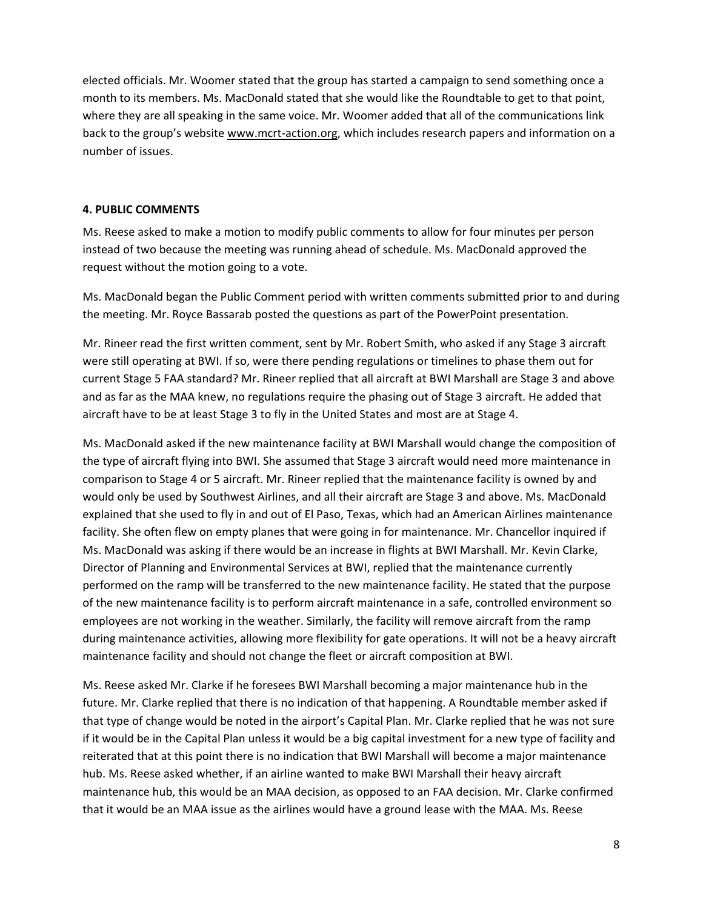elected officials. Mr. Woomer stated that the group has started a campaign to send something once a month to its members. Ms. MacDonald stated that she would like the Roundtable to get to that point, where they are all speaking in the same voice. Mr. Woomer added that all of the communications link back to the group's website www.mcrt-action.org, which includes research papers and information on a number of issues.

**4. PUBLIC COMMENTS**

Ms. Reese asked to make a motion to modify public comments to allow for four minutes per person instead of two because the meeting was running ahead of schedule. Ms. MacDonald approved the request without the motion going to a vote.

Ms. MacDonald began the Public Comment period with written comments submitted prior to and during the meeting. Mr. Royce Bassarab posted the questions as part of the PowerPoint presentation.

Mr. Rineer read the first written comment, sent by Mr. Robert Smith, who asked if any Stage 3 aircraft were still operating at BWI. If so, were there pending regulations or timelines to phase them out for current Stage 5 FAA standard? Mr. Rineer replied that all aircraft at BWI Marshall are Stage 3 and above and as far as the MAA knew, no regulations require the phasing out of Stage 3 aircraft. He added that aircraft have to be at least Stage 3 to fly in the United States and most are at Stage 4.

Ms. MacDonald asked if the new maintenance facility at BWI Marshall would change the composition of the type of aircraft flying into BWI. She assumed that Stage 3 aircraft would need more maintenance in comparison to Stage 4 or 5 aircraft. Mr. Rineer replied that the maintenance facility is owned by and would only be used by Southwest Airlines, and all their aircraft are Stage 3 and above. Ms. MacDonald explained that she used to fly in and out of El Paso, Texas, which had an American Airlines maintenance facility. She often flew on empty planes that were going in for maintenance. Mr. Chancellor inquired if Ms. MacDonald was asking if there would be an increase in flights at BWI Marshall. Mr. Kevin Clarke, Director of Planning and Environmental Services at BWI, replied that the maintenance currently performed on the ramp will be transferred to the new maintenance facility. He stated that the purpose of the new maintenance facility is to perform aircraft maintenance in a safe, controlled environment so employees are not working in the weather. Similarly, the facility will remove aircraft from the ramp during maintenance activities, allowing more flexibility for gate operations. It will not be a heavy aircraft maintenance facility and should not change the fleet or aircraft composition at BWI.

Ms. Reese asked Mr. Clarke if he foresees BWI Marshall becoming a major maintenance hub in the future. Mr. Clarke replied that there is no indication of that happening. A Roundtable member asked if that type of change would be noted in the airport's Capital Plan. Mr. Clarke replied that he was not sure if it would be in the Capital Plan unless it would be a big capital investment for a new type of facility and reiterated that at this point there is no indication that BWI Marshall will become a major maintenance hub. Ms. Reese asked whether, if an airline wanted to make BWI Marshall their heavy aircraft maintenance hub, this would be an MAA decision, as opposed to an FAA decision. Mr. Clarke confirmed that it would be an MAA issue as the airlines would have a ground lease with the MAA. Ms. Reese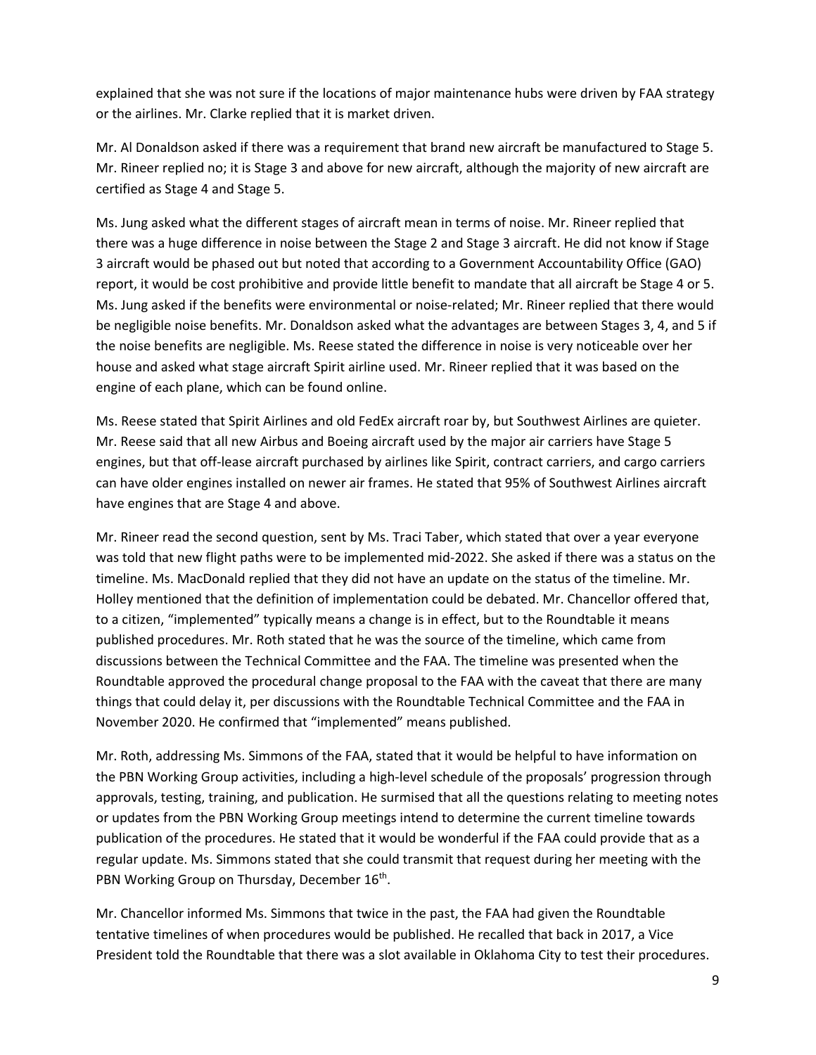explained that she was not sure if the locations of major maintenance hubs were driven by FAA strategy or the airlines. Mr. Clarke replied that it is market driven.

Mr. Al Donaldson asked if there was a requirement that brand new aircraft be manufactured to Stage 5. Mr. Rineer replied no; it is Stage 3 and above for new aircraft, although the majority of new aircraft are certified as Stage 4 and Stage 5.

Ms. Jung asked what the different stages of aircraft mean in terms of noise. Mr. Rineer replied that there was a huge difference in noise between the Stage 2 and Stage 3 aircraft. He did not know if Stage 3 aircraft would be phased out but noted that according to a Government Accountability Office (GAO) report, it would be cost prohibitive and provide little benefit to mandate that all aircraft be Stage 4 or 5. Ms. Jung asked if the benefits were environmental or noise-related; Mr. Rineer replied that there would be negligible noise benefits. Mr. Donaldson asked what the advantages are between Stages 3, 4, and 5 if the noise benefits are negligible. Ms. Reese stated the difference in noise is very noticeable over her house and asked what stage aircraft Spirit airline used. Mr. Rineer replied that it was based on the engine of each plane, which can be found online.

Ms. Reese stated that Spirit Airlines and old FedEx aircraft roar by, but Southwest Airlines are quieter. Mr. Reese said that all new Airbus and Boeing aircraft used by the major air carriers have Stage 5 engines, but that off-lease aircraft purchased by airlines like Spirit, contract carriers, and cargo carriers can have older engines installed on newer air frames. He stated that 95% of Southwest Airlines aircraft have engines that are Stage 4 and above.

Mr. Rineer read the second question, sent by Ms. Traci Taber, which stated that over a year everyone was told that new flight paths were to be implemented mid-2022. She asked if there was a status on the timeline. Ms. MacDonald replied that they did not have an update on the status of the timeline. Mr. Holley mentioned that the definition of implementation could be debated. Mr. Chancellor offered that, to a citizen, "implemented" typically means a change is in effect, but to the Roundtable it means published procedures. Mr. Roth stated that he was the source of the timeline, which came from discussions between the Technical Committee and the FAA. The timeline was presented when the Roundtable approved the procedural change proposal to the FAA with the caveat that there are many things that could delay it, per discussions with the Roundtable Technical Committee and the FAA in November 2020. He confirmed that "implemented" means published.

Mr. Roth, addressing Ms. Simmons of the FAA, stated that it would be helpful to have information on the PBN Working Group activities, including a high-level schedule of the proposals' progression through approvals, testing, training, and publication. He surmised that all the questions relating to meeting notes or updates from the PBN Working Group meetings intend to determine the current timeline towards publication of the procedures. He stated that it would be wonderful if the FAA could provide that as a regular update. Ms. Simmons stated that she could transmit that request during her meeting with the PBN Working Group on Thursday, December 16th.

Mr. Chancellor informed Ms. Simmons that twice in the past, the FAA had given the Roundtable tentative timelines of when procedures would be published. He recalled that back in 2017, a Vice President told the Roundtable that there was a slot available in Oklahoma City to test their procedures.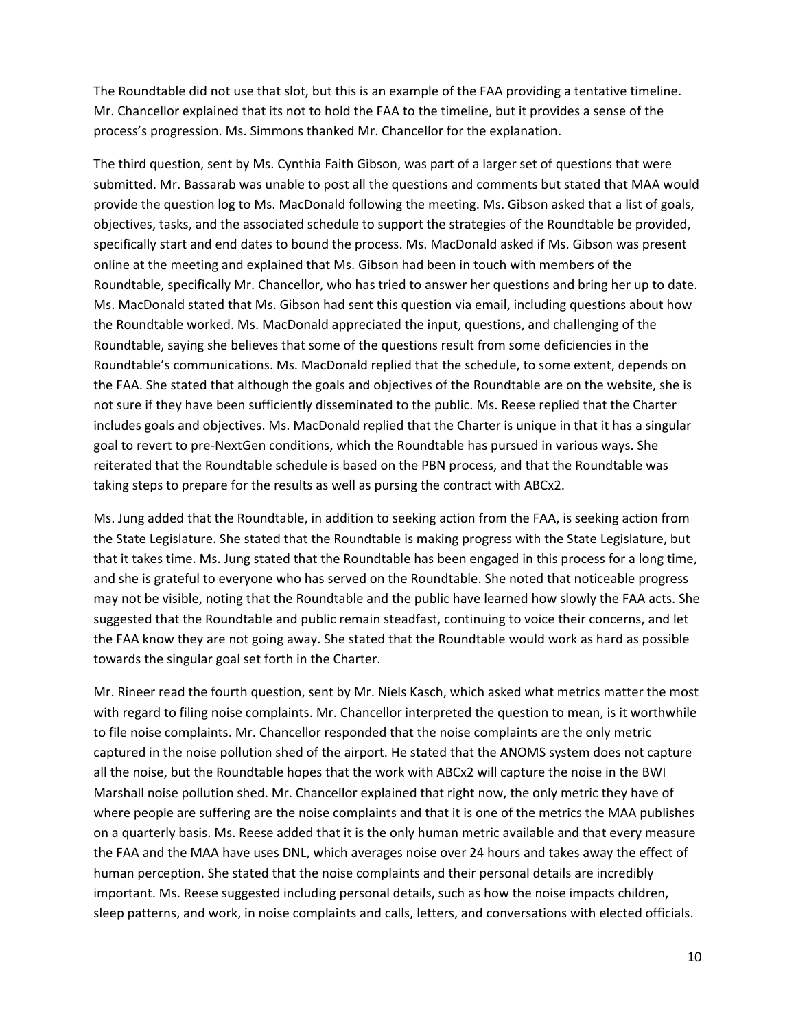The Roundtable did not use that slot, but this is an example of the FAA providing a tentative timeline. Mr. Chancellor explained that its not to hold the FAA to the timeline, but it provides a sense of the process's progression. Ms. Simmons thanked Mr. Chancellor for the explanation.

The third question, sent by Ms. Cynthia Faith Gibson, was part of a larger set of questions that were submitted. Mr. Bassarab was unable to post all the questions and comments but stated that MAA would provide the question log to Ms. MacDonald following the meeting. Ms. Gibson asked that a list of goals, objectives, tasks, and the associated schedule to support the strategies of the Roundtable be provided, specifically start and end dates to bound the process. Ms. MacDonald asked if Ms. Gibson was present online at the meeting and explained that Ms. Gibson had been in touch with members of the Roundtable, specifically Mr. Chancellor, who has tried to answer her questions and bring her up to date. Ms. MacDonald stated that Ms. Gibson had sent this question via email, including questions about how the Roundtable worked. Ms. MacDonald appreciated the input, questions, and challenging of the Roundtable, saying she believes that some of the questions result from some deficiencies in the Roundtable's communications. Ms. MacDonald replied that the schedule, to some extent, depends on the FAA. She stated that although the goals and objectives of the Roundtable are on the website, she is not sure if they have been sufficiently disseminated to the public. Ms. Reese replied that the Charter includes goals and objectives. Ms. MacDonald replied that the Charter is unique in that it has a singular goal to revert to pre-NextGen conditions, which the Roundtable has pursued in various ways. She reiterated that the Roundtable schedule is based on the PBN process, and that the Roundtable was taking steps to prepare for the results as well as pursing the contract with ABCx2.

Ms. Jung added that the Roundtable, in addition to seeking action from the FAA, is seeking action from the State Legislature. She stated that the Roundtable is making progress with the State Legislature, but that it takes time. Ms. Jung stated that the Roundtable has been engaged in this process for a long time, and she is grateful to everyone who has served on the Roundtable. She noted that noticeable progress may not be visible, noting that the Roundtable and the public have learned how slowly the FAA acts. She suggested that the Roundtable and public remain steadfast, continuing to voice their concerns, and let the FAA know they are not going away. She stated that the Roundtable would work as hard as possible towards the singular goal set forth in the Charter.

Mr. Rineer read the fourth question, sent by Mr. Niels Kasch, which asked what metrics matter the most with regard to filing noise complaints. Mr. Chancellor interpreted the question to mean, is it worthwhile to file noise complaints. Mr. Chancellor responded that the noise complaints are the only metric captured in the noise pollution shed of the airport. He stated that the ANOMS system does not capture all the noise, but the Roundtable hopes that the work with ABCx2 will capture the noise in the BWI Marshall noise pollution shed. Mr. Chancellor explained that right now, the only metric they have of where people are suffering are the noise complaints and that it is one of the metrics the MAA publishes on a quarterly basis. Ms. Reese added that it is the only human metric available and that every measure the FAA and the MAA have uses DNL, which averages noise over 24 hours and takes away the effect of human perception. She stated that the noise complaints and their personal details are incredibly important. Ms. Reese suggested including personal details, such as how the noise impacts children, sleep patterns, and work, in noise complaints and calls, letters, and conversations with elected officials.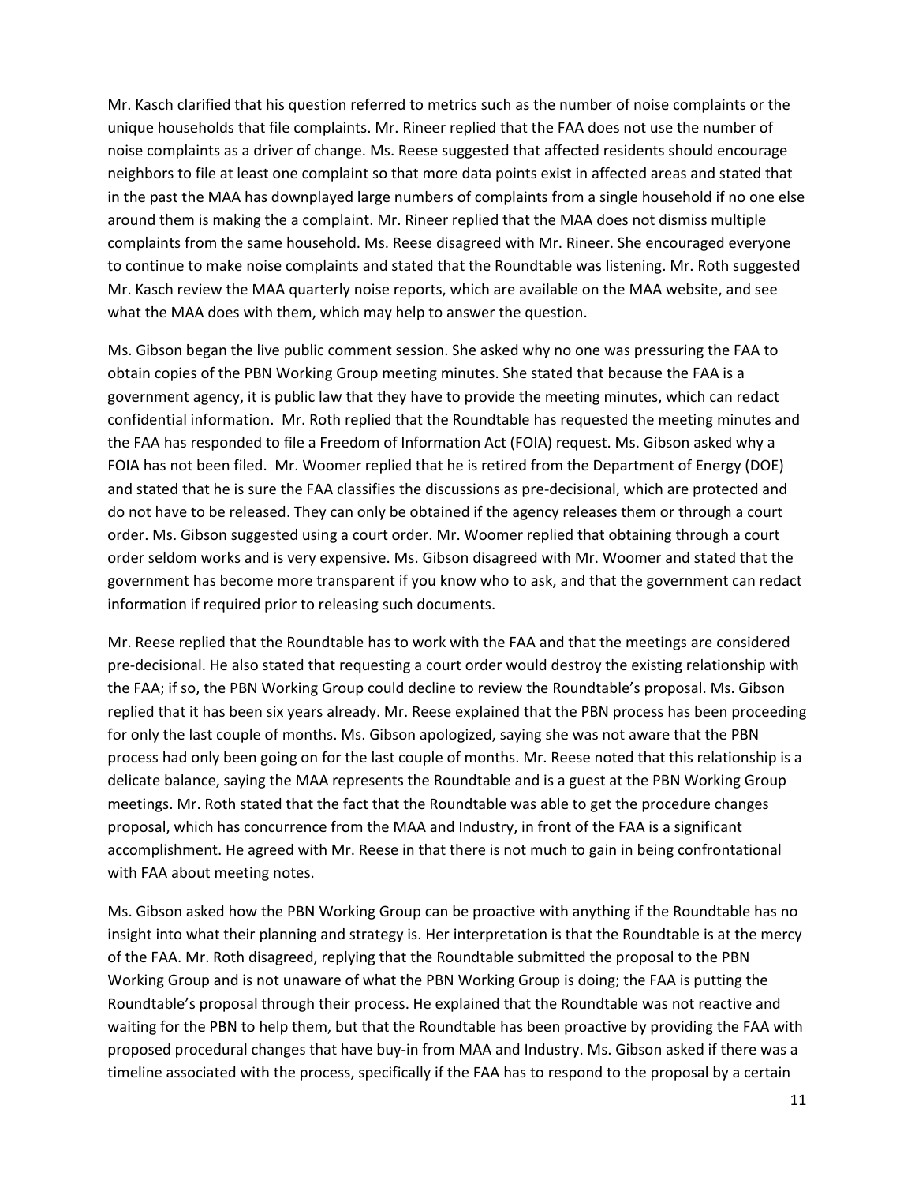Mr. Kasch clarified that his question referred to metrics such as the number of noise complaints or the unique households that file complaints. Mr. Rineer replied that the FAA does not use the number of noise complaints as a driver of change. Ms. Reese suggested that affected residents should encourage neighbors to file at least one complaint so that more data points exist in affected areas and stated that in the past the MAA has downplayed large numbers of complaints from a single household if no one else around them is making the a complaint. Mr. Rineer replied that the MAA does not dismiss multiple complaints from the same household. Ms. Reese disagreed with Mr. Rineer. She encouraged everyone to continue to make noise complaints and stated that the Roundtable was listening. Mr. Roth suggested Mr. Kasch review the MAA quarterly noise reports, which are available on the MAA website, and see what the MAA does with them, which may help to answer the question.

Ms. Gibson began the live public comment session. She asked why no one was pressuring the FAA to obtain copies of the PBN Working Group meeting minutes. She stated that because the FAA is a government agency, it is public law that they have to provide the meeting minutes, which can redact confidential information. Mr. Roth replied that the Roundtable has requested the meeting minutes and the FAA has responded to file a Freedom of Information Act (FOIA) request. Ms. Gibson asked why a FOIA has not been filed. Mr. Woomer replied that he is retired from the Department of Energy (DOE) and stated that he is sure the FAA classifies the discussions as pre-decisional, which are protected and do not have to be released. They can only be obtained if the agency releases them or through a court order. Ms. Gibson suggested using a court order. Mr. Woomer replied that obtaining through a court order seldom works and is very expensive. Ms. Gibson disagreed with Mr. Woomer and stated that the government has become more transparent if you know who to ask, and that the government can redact information if required prior to releasing such documents.

Mr. Reese replied that the Roundtable has to work with the FAA and that the meetings are considered pre-decisional. He also stated that requesting a court order would destroy the existing relationship with the FAA; if so, the PBN Working Group could decline to review the Roundtable's proposal. Ms. Gibson replied that it has been six years already. Mr. Reese explained that the PBN process has been proceeding for only the last couple of months. Ms. Gibson apologized, saying she was not aware that the PBN process had only been going on for the last couple of months. Mr. Reese noted that this relationship is a delicate balance, saying the MAA represents the Roundtable and is a guest at the PBN Working Group meetings. Mr. Roth stated that the fact that the Roundtable was able to get the procedure changes proposal, which has concurrence from the MAA and Industry, in front of the FAA is a significant accomplishment. He agreed with Mr. Reese in that there is not much to gain in being confrontational with FAA about meeting notes.

Ms. Gibson asked how the PBN Working Group can be proactive with anything if the Roundtable has no insight into what their planning and strategy is. Her interpretation is that the Roundtable is at the mercy of the FAA. Mr. Roth disagreed, replying that the Roundtable submitted the proposal to the PBN Working Group and is not unaware of what the PBN Working Group is doing; the FAA is putting the Roundtable's proposal through their process. He explained that the Roundtable was not reactive and waiting for the PBN to help them, but that the Roundtable has been proactive by providing the FAA with proposed procedural changes that have buy-in from MAA and Industry. Ms. Gibson asked if there was a timeline associated with the process, specifically if the FAA has to respond to the proposal by a certain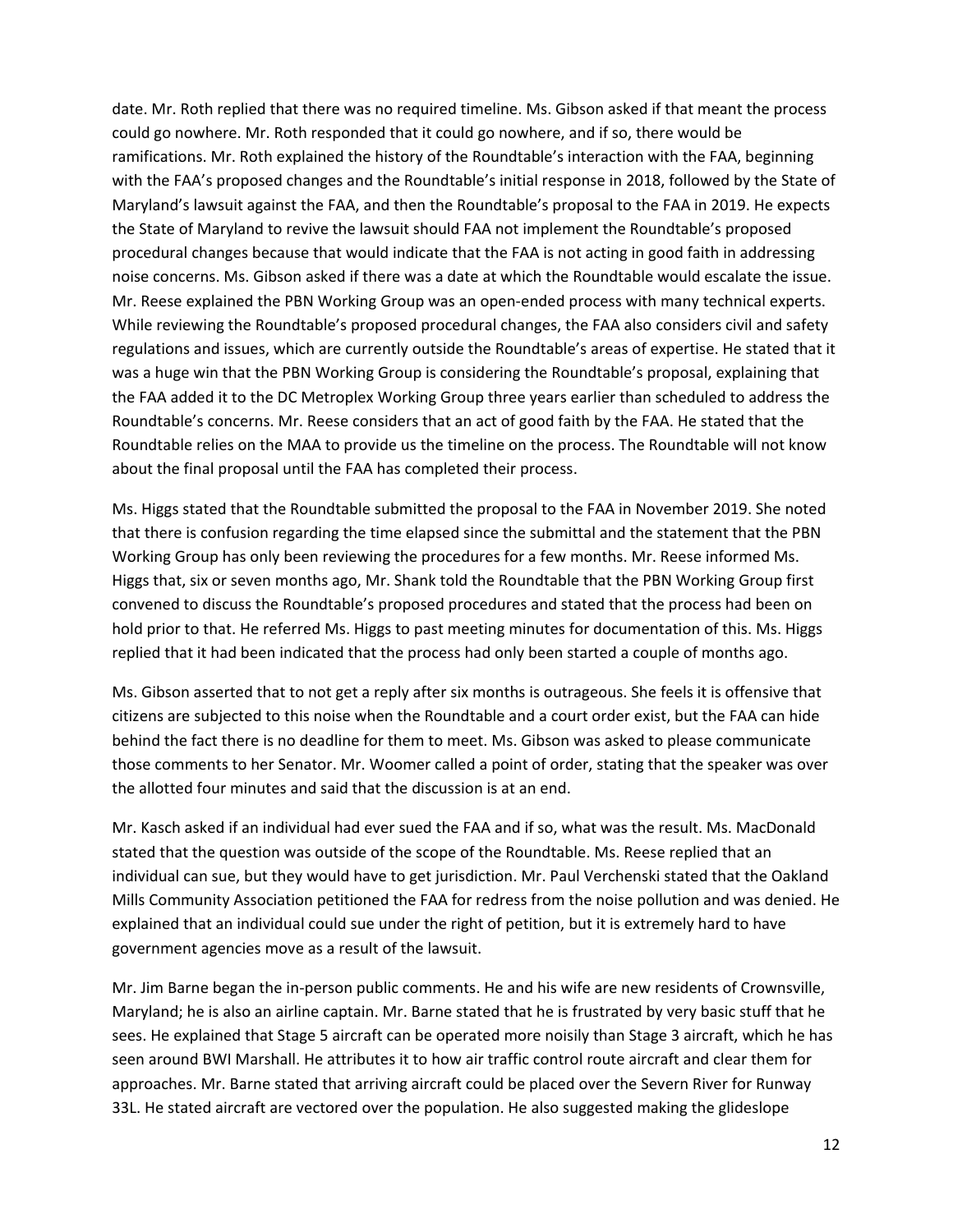date. Mr. Roth replied that there was no required timeline. Ms. Gibson asked if that meant the process could go nowhere. Mr. Roth responded that it could go nowhere, and if so, there would be ramifications. Mr. Roth explained the history of the Roundtable's interaction with the FAA, beginning with the FAA's proposed changes and the Roundtable's initial response in 2018, followed by the State of Maryland's lawsuit against the FAA, and then the Roundtable's proposal to the FAA in 2019. He expects the State of Maryland to revive the lawsuit should FAA not implement the Roundtable's proposed procedural changes because that would indicate that the FAA is not acting in good faith in addressing noise concerns. Ms. Gibson asked if there was a date at which the Roundtable would escalate the issue. Mr. Reese explained the PBN Working Group was an open-ended process with many technical experts. While reviewing the Roundtable's proposed procedural changes, the FAA also considers civil and safety regulations and issues, which are currently outside the Roundtable's areas of expertise. He stated that it was a huge win that the PBN Working Group is considering the Roundtable's proposal, explaining that the FAA added it to the DC Metroplex Working Group three years earlier than scheduled to address the Roundtable's concerns. Mr. Reese considers that an act of good faith by the FAA. He stated that the Roundtable relies on the MAA to provide us the timeline on the process. The Roundtable will not know about the final proposal until the FAA has completed their process.

Ms. Higgs stated that the Roundtable submitted the proposal to the FAA in November 2019. She noted that there is confusion regarding the time elapsed since the submittal and the statement that the PBN Working Group has only been reviewing the procedures for a few months. Mr. Reese informed Ms. Higgs that, six or seven months ago, Mr. Shank told the Roundtable that the PBN Working Group first convened to discuss the Roundtable's proposed procedures and stated that the process had been on hold prior to that. He referred Ms. Higgs to past meeting minutes for documentation of this. Ms. Higgs replied that it had been indicated that the process had only been started a couple of months ago.

Ms. Gibson asserted that to not get a reply after six months is outrageous. She feels it is offensive that citizens are subjected to this noise when the Roundtable and a court order exist, but the FAA can hide behind the fact there is no deadline for them to meet. Ms. Gibson was asked to please communicate those comments to her Senator. Mr. Woomer called a point of order, stating that the speaker was over the allotted four minutes and said that the discussion is at an end.

Mr. Kasch asked if an individual had ever sued the FAA and if so, what was the result. Ms. MacDonald stated that the question was outside of the scope of the Roundtable. Ms. Reese replied that an individual can sue, but they would have to get jurisdiction. Mr. Paul Verchenski stated that the Oakland Mills Community Association petitioned the FAA for redress from the noise pollution and was denied. He explained that an individual could sue under the right of petition, but it is extremely hard to have government agencies move as a result of the lawsuit.

Mr. Jim Barne began the in-person public comments. He and his wife are new residents of Crownsville, Maryland; he is also an airline captain. Mr. Barne stated that he is frustrated by very basic stuff that he sees. He explained that Stage 5 aircraft can be operated more noisily than Stage 3 aircraft, which he has seen around BWI Marshall. He attributes it to how air traffic control route aircraft and clear them for approaches. Mr. Barne stated that arriving aircraft could be placed over the Severn River for Runway 33L. He stated aircraft are vectored over the population. He also suggested making the glideslope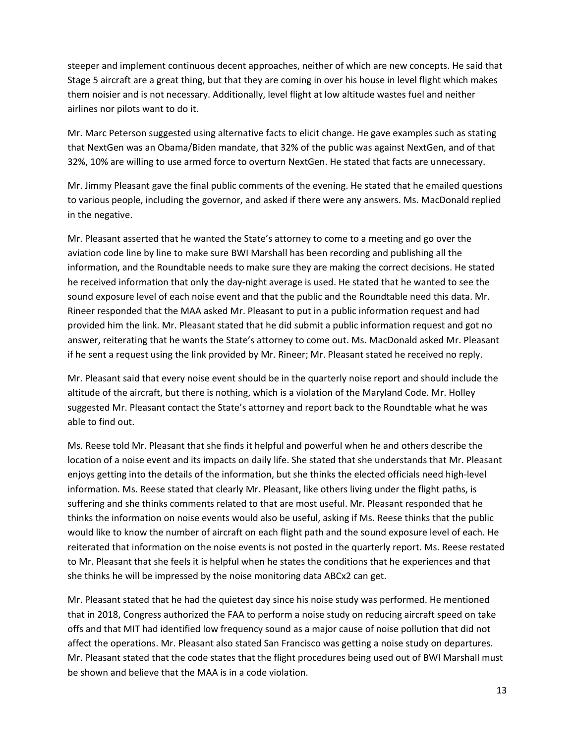steeper and implement continuous decent approaches, neither of which are new concepts. He said that Stage 5 aircraft are a great thing, but that they are coming in over his house in level flight which makes them noisier and is not necessary. Additionally, level flight at low altitude wastes fuel and neither airlines nor pilots want to do it.

Mr. Marc Peterson suggested using alternative facts to elicit change. He gave examples such as stating that NextGen was an Obama/Biden mandate, that 32% of the public was against NextGen, and of that 32%, 10% are willing to use armed force to overturn NextGen. He stated that facts are unnecessary.

Mr. Jimmy Pleasant gave the final public comments of the evening. He stated that he emailed questions to various people, including the governor, and asked if there were any answers. Ms. MacDonald replied in the negative.

Mr. Pleasant asserted that he wanted the State's attorney to come to a meeting and go over the aviation code line by line to make sure BWI Marshall has been recording and publishing all the information, and the Roundtable needs to make sure they are making the correct decisions. He stated he received information that only the day-night average is used. He stated that he wanted to see the sound exposure level of each noise event and that the public and the Roundtable need this data. Mr. Rineer responded that the MAA asked Mr. Pleasant to put in a public information request and had provided him the link. Mr. Pleasant stated that he did submit a public information request and got no answer, reiterating that he wants the State's attorney to come out. Ms. MacDonald asked Mr. Pleasant if he sent a request using the link provided by Mr. Rineer; Mr. Pleasant stated he received no reply.

Mr. Pleasant said that every noise event should be in the quarterly noise report and should include the altitude of the aircraft, but there is nothing, which is a violation of the Maryland Code. Mr. Holley suggested Mr. Pleasant contact the State's attorney and report back to the Roundtable what he was able to find out.

Ms. Reese told Mr. Pleasant that she finds it helpful and powerful when he and others describe the location of a noise event and its impacts on daily life. She stated that she understands that Mr. Pleasant enjoys getting into the details of the information, but she thinks the elected officials need high-level information. Ms. Reese stated that clearly Mr. Pleasant, like others living under the flight paths, is suffering and she thinks comments related to that are most useful. Mr. Pleasant responded that he thinks the information on noise events would also be useful, asking if Ms. Reese thinks that the public would like to know the number of aircraft on each flight path and the sound exposure level of each. He reiterated that information on the noise events is not posted in the quarterly report. Ms. Reese restated to Mr. Pleasant that she feels it is helpful when he states the conditions that he experiences and that she thinks he will be impressed by the noise monitoring data ABCx2 can get.

Mr. Pleasant stated that he had the quietest day since his noise study was performed. He mentioned that in 2018, Congress authorized the FAA to perform a noise study on reducing aircraft speed on take offs and that MIT had identified low frequency sound as a major cause of noise pollution that did not affect the operations. Mr. Pleasant also stated San Francisco was getting a noise study on departures. Mr. Pleasant stated that the code states that the flight procedures being used out of BWI Marshall must be shown and believe that the MAA is in a code violation.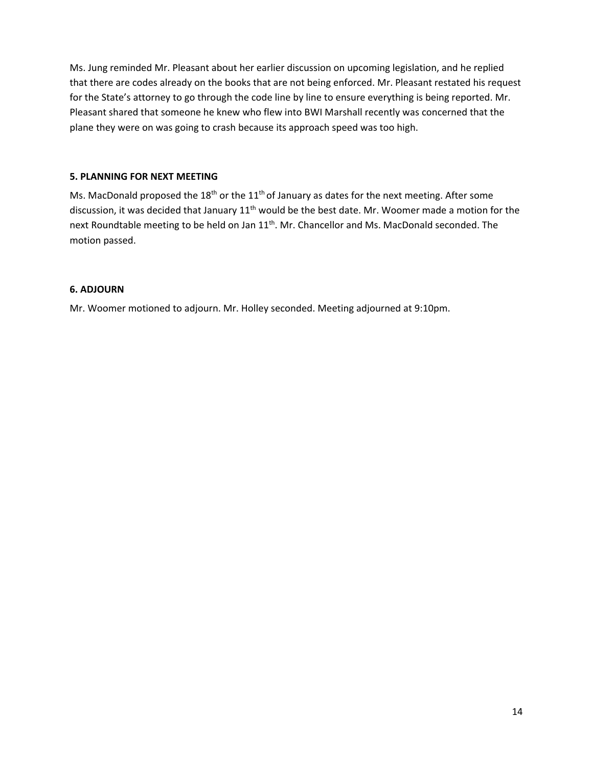Ms. Jung reminded Mr. Pleasant about her earlier discussion on upcoming legislation, and he replied that there are codes already on the books that are not being enforced. Mr. Pleasant restated his request for the State's attorney to go through the code line by line to ensure everything is being reported. Mr. Pleasant shared that someone he knew who flew into BWI Marshall recently was concerned that the plane they were on was going to crash because its approach speed was too high.

**5. PLANNING FOR NEXT MEETING**

Ms. MacDonald proposed the 18th or the 11th of January as dates for the next meeting. After some discussion, it was decided that January 11th would be the best date. Mr. Woomer made a motion for the next Roundtable meeting to be held on Jan 11th. Mr. Chancellor and Ms. MacDonald seconded. The motion passed.

**6. ADJOURN**

Mr. Woomer motioned to adjourn. Mr. Holley seconded. Meeting adjourned at 9:10pm.